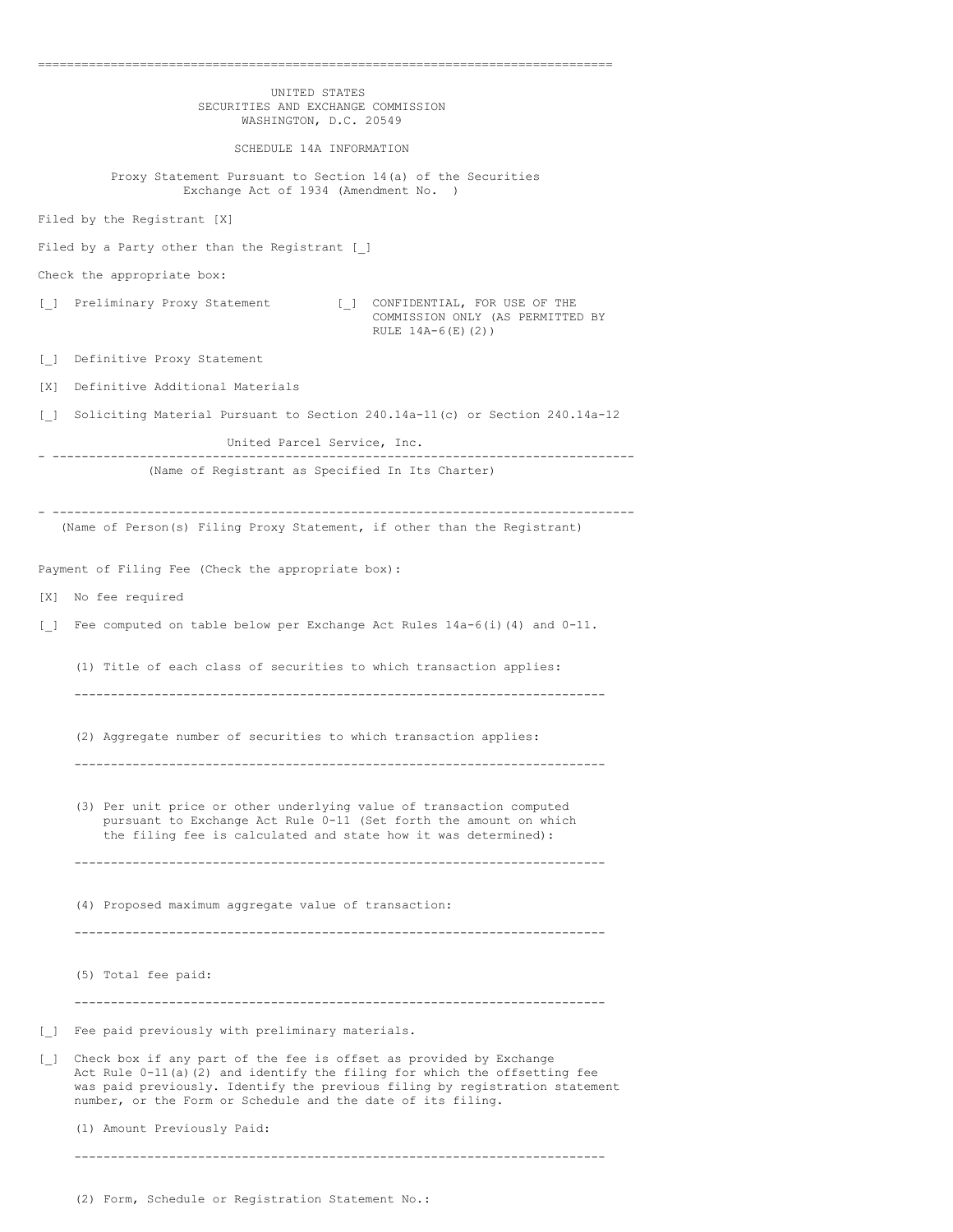UNITED STATES
SECURITIES AND EXCHANGE COMMISSION
WASHINGTON, D.C. 20549

SCHEDULE 14A INFORMATION

Proxy Statement Pursuant to Section 14(a) of the Securities Exchange Act of 1934 (Amendment No. )

Filed by the Registrant [X]

Filed by a Party other than the Registrant [_]

Check the appropriate box:

[_] Preliminary Proxy Statement

[_] CONFIDENTIAL, FOR USE OF THE COMMISSION ONLY (AS PERMITTED BY RULE 14A-6(E)(2))

[_] Definitive Proxy Statement

[X] Definitive Additional Materials

[_] Soliciting Material Pursuant to Section 240.14a-11(c) or Section 240.14a-12

United Parcel Service, Inc.

---

(Name of Registrant as Specified In Its Charter)

---

(Name of Person(s) Filing Proxy Statement, if other than the Registrant)

Payment of Filing Fee (Check the appropriate box):

[X] No fee required

[_] Fee computed on table below per Exchange Act Rules 14a-6(i)(4) and 0-11.

(1) Title of each class of securities to which transaction applies:

---

(2) Aggregate number of securities to which transaction applies:

---

(3) Per unit price or other underlying value of transaction computed pursuant to Exchange Act Rule 0-11 (Set forth the amount on which the filing fee is calculated and state how it was determined):

---

(4) Proposed maximum aggregate value of transaction:

---

(5) Total fee paid:

---

[_] Fee paid previously with preliminary materials.

[_] Check box if any part of the fee is offset as provided by Exchange Act Rule 0-11(a)(2) and identify the filing for which the offsetting fee was paid previously. Identify the previous filing by registration statement number, or the Form or Schedule and the date of its filing.

(1) Amount Previously Paid:

---

(2) Form, Schedule or Registration Statement No.: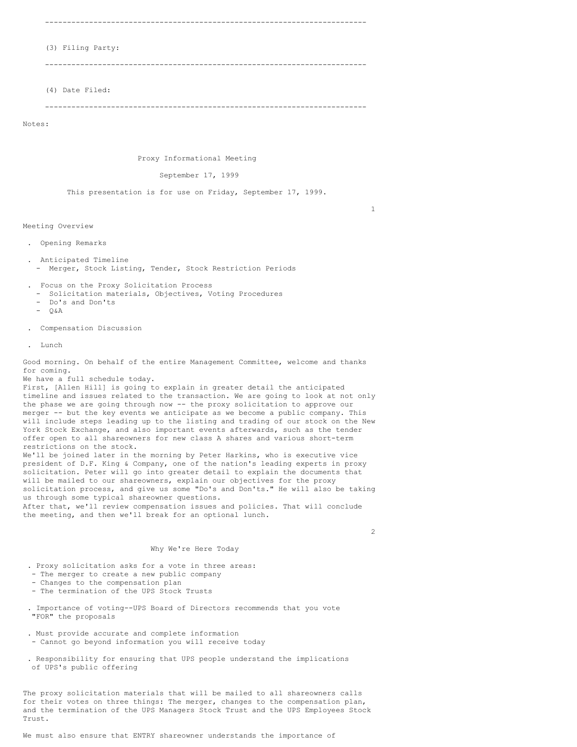---

(3) Filing Party:

---

(4) Date Filed:

---

Notes:

# Proxy Informational Meeting

September 17, 1999

This presentation is for use on Friday, September 17, 1999.

## Meeting Overview

- Opening Remarks
- Anticipated Timeline
  - Merger, Stock Listing, Tender, Stock Restriction Periods
- Focus on the Proxy Solicitation Process
  - Solicitation materials, Objectives, Voting Procedures
  - Do's and Don'ts
  - Q&A
- Compensation Discussion
- Lunch

Good morning. On behalf of the entire Management Committee, welcome and thanks for coming.

We have a full schedule today.

First, [Allen Hill] is going to explain in greater detail the anticipated timeline and issues related to the transaction. We are going to look at not only the phase we are going through now -- the proxy solicitation to approve our merger -- but the key events we anticipate as we become a public company. This will include steps leading up to the listing and trading of our stock on the New York Stock Exchange, and also important events afterwards, such as the tender offer open to all shareowners for new class A shares and various short-term restrictions on the stock.

We'll be joined later in the morning by Peter Harkins, who is executive vice president of D.F. King & Company, one of the nation's leading experts in proxy solicitation. Peter will go into greater detail to explain the documents that will be mailed to our shareowners, explain our objectives for the proxy solicitation process, and give us some "Do's and Don'ts." He will also be taking us through some typical shareowner questions.

After that, we'll review compensation issues and policies. That will conclude the meeting, and then we'll break for an optional lunch.

## Why We're Here Today

- Proxy solicitation asks for a vote in three areas:
  - The merger to create a new public company
  - Changes to the compensation plan
  - The termination of the UPS Stock Trusts
- Importance of voting--UPS Board of Directors recommends that you vote "FOR" the proposals
- Must provide accurate and complete information
  - Cannot go beyond information you will receive today
- Responsibility for ensuring that UPS people understand the implications of UPS's public offering

The proxy solicitation materials that will be mailed to all shareowners calls for their votes on three things: The merger, changes to the compensation plan, and the termination of the UPS Managers Stock Trust and the UPS Employees Stock Trust.

We must also ensure that ENTRY shareowner understands the importance of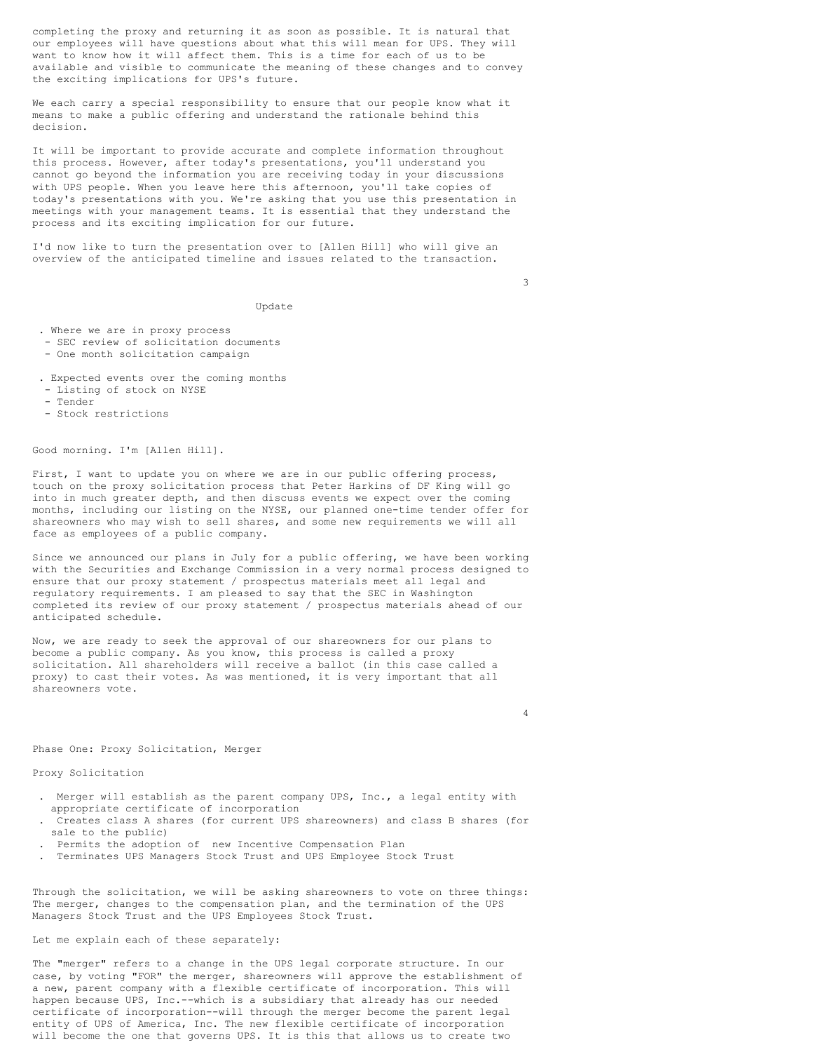completing the proxy and returning it as soon as possible. It is natural that our employees will have questions about what this will mean for UPS. They will want to know how it will affect them. This is a time for each of us to be available and visible to communicate the meaning of these changes and to convey the exciting implications for UPS's future.

We each carry a special responsibility to ensure that our people know what it means to make a public offering and understand the rationale behind this decision.

It will be important to provide accurate and complete information throughout this process. However, after today's presentations, you'll understand you cannot go beyond the information you are receiving today in your discussions with UPS people. When you leave here this afternoon, you'll take copies of today's presentations with you. We're asking that you use this presentation in meetings with your management teams. It is essential that they understand the process and its exciting implication for our future.

I'd now like to turn the presentation over to [Allen Hill] who will give an overview of the anticipated timeline and issues related to the transaction.

## Update

- Where we are in proxy process
  - SEC review of solicitation documents
  - One month solicitation campaign
- Expected events over the coming months
  - Listing of stock on NYSE
  - Tender
  - Stock restrictions

Good morning. I'm [Allen Hill].

First, I want to update you on where we are in our public offering process, touch on the proxy solicitation process that Peter Harkins of DF King will go into in much greater depth, and then discuss events we expect over the coming months, including our listing on the NYSE, our planned one-time tender offer for shareowners who may wish to sell shares, and some new requirements we will all face as employees of a public company.

Since we announced our plans in July for a public offering, we have been working with the Securities and Exchange Commission in a very normal process designed to ensure that our proxy statement / prospectus materials meet all legal and regulatory requirements. I am pleased to say that the SEC in Washington completed its review of our proxy statement / prospectus materials ahead of our anticipated schedule.

Now, we are ready to seek the approval of our shareowners for our plans to become a public company. As you know, this process is called a proxy solicitation. All shareholders will receive a ballot (in this case called a proxy) to cast their votes. As was mentioned, it is very important that all shareowners vote.

## Phase One: Proxy Solicitation, Merger

Proxy Solicitation

- Merger will establish as the parent company UPS, Inc., a legal entity with appropriate certificate of incorporation
- Creates class A shares (for current UPS shareowners) and class B shares (for sale to the public)
- Permits the adoption of new Incentive Compensation Plan
- Terminates UPS Managers Stock Trust and UPS Employee Stock Trust

Through the solicitation, we will be asking shareowners to vote on three things: The merger, changes to the compensation plan, and the termination of the UPS Managers Stock Trust and the UPS Employees Stock Trust.

Let me explain each of these separately:

The "merger" refers to a change in the UPS legal corporate structure. In our case, by voting "FOR" the merger, shareowners will approve the establishment of a new, parent company with a flexible certificate of incorporation. This will happen because UPS, Inc.--which is a subsidiary that already has our needed certificate of incorporation--will through the merger become the parent legal entity of UPS of America, Inc. The new flexible certificate of incorporation will become the one that governs UPS. It is this that allows us to create two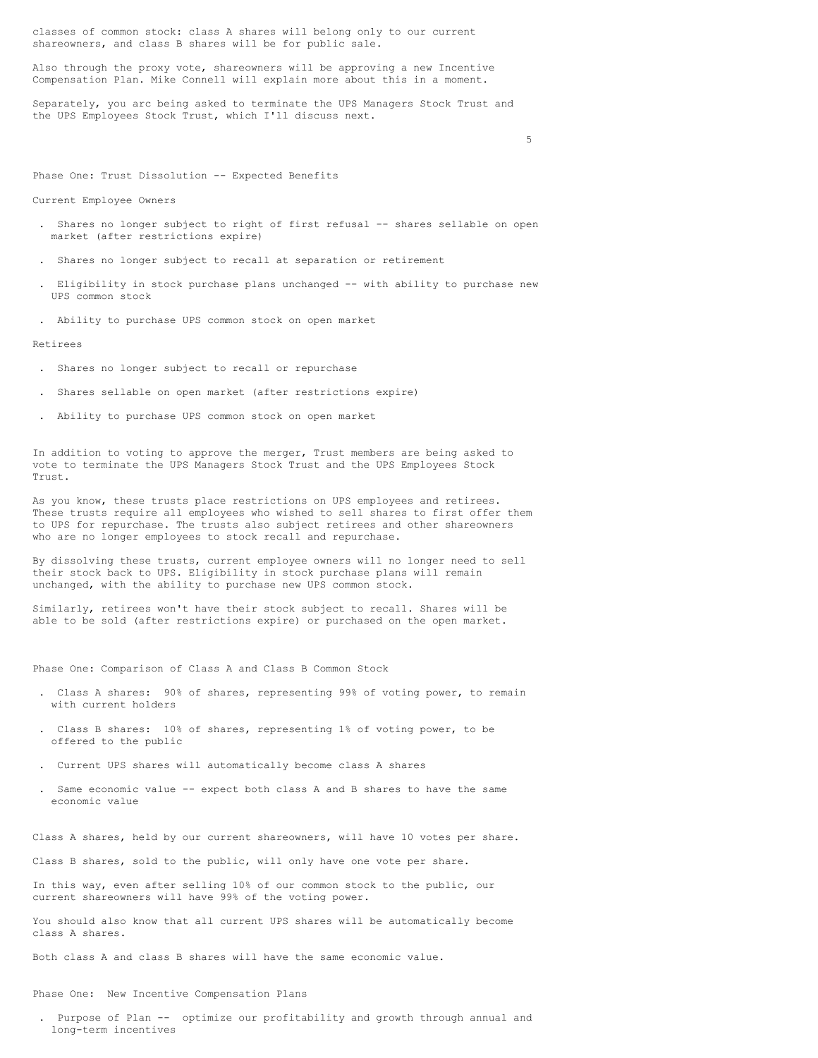classes of common stock: class A shares will belong only to our current shareowners, and class B shares will be for public sale.

Also through the proxy vote, shareowners will be approving a new Incentive Compensation Plan. Mike Connell will explain more about this in a moment.

Separately, you arc being asked to terminate the UPS Managers Stock Trust and the UPS Employees Stock Trust, which I'll discuss next.

## Phase One: Trust Dissolution -- Expected Benefits

Current Employee Owners

- Shares no longer subject to right of first refusal -- shares sellable on open market (after restrictions expire)
- Shares no longer subject to recall at separation or retirement
- Eligibility in stock purchase plans unchanged -- with ability to purchase new UPS common stock
- Ability to purchase UPS common stock on open market

Retirees

- Shares no longer subject to recall or repurchase
- Shares sellable on open market (after restrictions expire)
- Ability to purchase UPS common stock on open market

In addition to voting to approve the merger, Trust members are being asked to vote to terminate the UPS Managers Stock Trust and the UPS Employees Stock Trust.

As you know, these trusts place restrictions on UPS employees and retirees. These trusts require all employees who wished to sell shares to first offer them to UPS for repurchase. The trusts also subject retirees and other shareowners who are no longer employees to stock recall and repurchase.

By dissolving these trusts, current employee owners will no longer need to sell their stock back to UPS. Eligibility in stock purchase plans will remain unchanged, with the ability to purchase new UPS common stock.

Similarly, retirees won't have their stock subject to recall. Shares will be able to be sold (after restrictions expire) or purchased on the open market.

## Phase One: Comparison of Class A and Class B Common Stock

- Class A shares: 90% of shares, representing 99% of voting power, to remain with current holders
- Class B shares: 10% of shares, representing 1% of voting power, to be offered to the public
- Current UPS shares will automatically become class A shares
- Same economic value -- expect both class A and B shares to have the same economic value

Class A shares, held by our current shareowners, will have 10 votes per share.

Class B shares, sold to the public, will only have one vote per share.

In this way, even after selling 10% of our common stock to the public, our current shareowners will have 99% of the voting power.

You should also know that all current UPS shares will be automatically become class A shares.

Both class A and class B shares will have the same economic value.

## Phase One: New Incentive Compensation Plans

- Purpose of Plan -- optimize our profitability and growth through annual and long-term incentives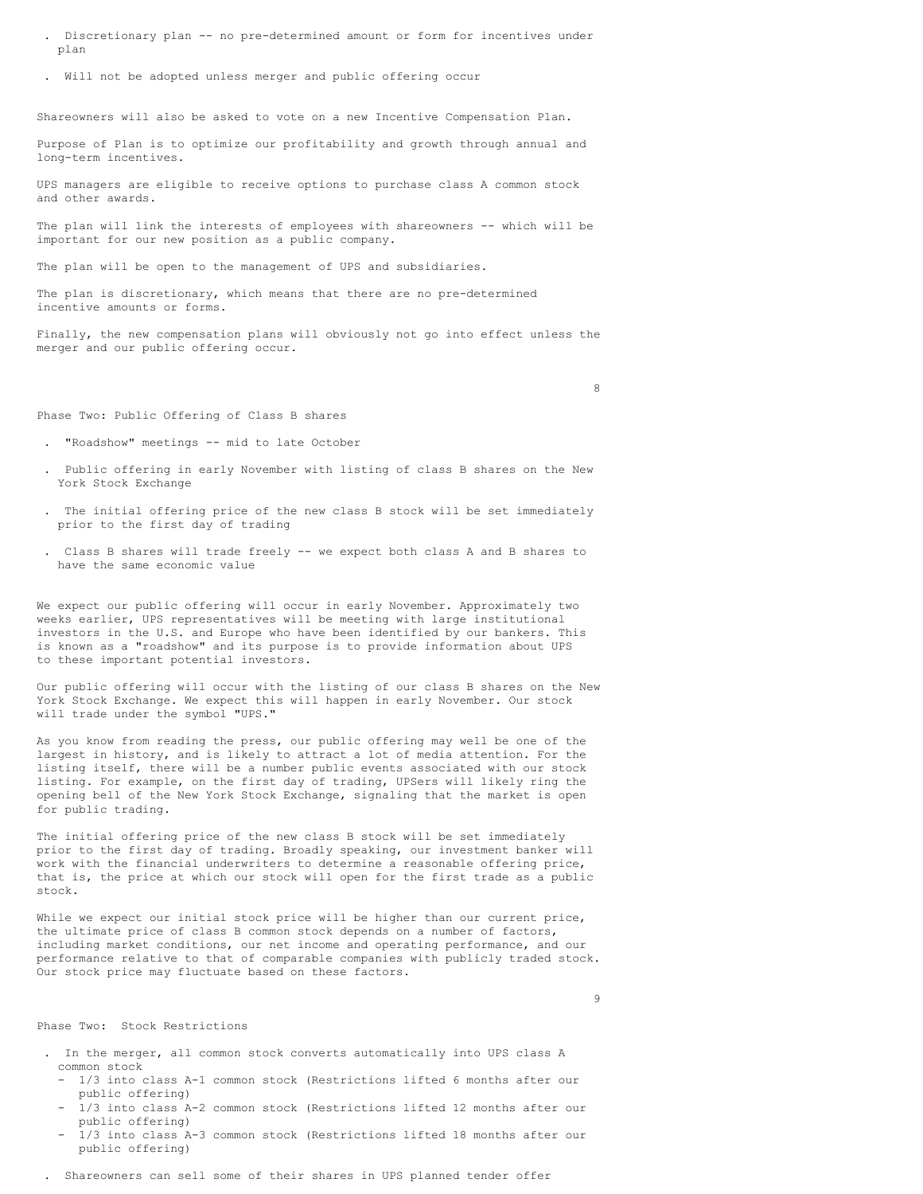- Discretionary plan -- no pre-determined amount or form for incentives under plan
- Will not be adopted unless merger and public offering occur

Shareowners will also be asked to vote on a new Incentive Compensation Plan.

Purpose of Plan is to optimize our profitability and growth through annual and long-term incentives.

UPS managers are eligible to receive options to purchase class A common stock and other awards.

The plan will link the interests of employees with shareowners -- which will be important for our new position as a public company.

The plan will be open to the management of UPS and subsidiaries.

The plan is discretionary, which means that there are no pre-determined incentive amounts or forms.

Finally, the new compensation plans will obviously not go into effect unless the merger and our public offering occur.

## Phase Two: Public Offering of Class B shares

- "Roadshow" meetings -- mid to late October
- Public offering in early November with listing of class B shares on the New York Stock Exchange
- The initial offering price of the new class B stock will be set immediately prior to the first day of trading
- Class B shares will trade freely -- we expect both class A and B shares to have the same economic value

We expect our public offering will occur in early November. Approximately two weeks earlier, UPS representatives will be meeting with large institutional investors in the U.S. and Europe who have been identified by our bankers. This is known as a "roadshow" and its purpose is to provide information about UPS to these important potential investors.

Our public offering will occur with the listing of our class B shares on the New York Stock Exchange. We expect this will happen in early November. Our stock will trade under the symbol "UPS."

As you know from reading the press, our public offering may well be one of the largest in history, and is likely to attract a lot of media attention. For the listing itself, there will be a number public events associated with our stock listing. For example, on the first day of trading, UPSers will likely ring the opening bell of the New York Stock Exchange, signaling that the market is open for public trading.

The initial offering price of the new class B stock will be set immediately prior to the first day of trading. Broadly speaking, our investment banker will work with the financial underwriters to determine a reasonable offering price, that is, the price at which our stock will open for the first trade as a public stock.

While we expect our initial stock price will be higher than our current price, the ultimate price of class B common stock depends on a number of factors, including market conditions, our net income and operating performance, and our performance relative to that of comparable companies with publicly traded stock. Our stock price may fluctuate based on these factors.

## Phase Two: Stock Restrictions

- In the merger, all common stock converts automatically into UPS class A common stock
  - 1/3 into class A-1 common stock (Restrictions lifted 6 months after our public offering)
  - 1/3 into class A-2 common stock (Restrictions lifted 12 months after our public offering)
  - 1/3 into class A-3 common stock (Restrictions lifted 18 months after our public offering)
- Shareowners can sell some of their shares in UPS planned tender offer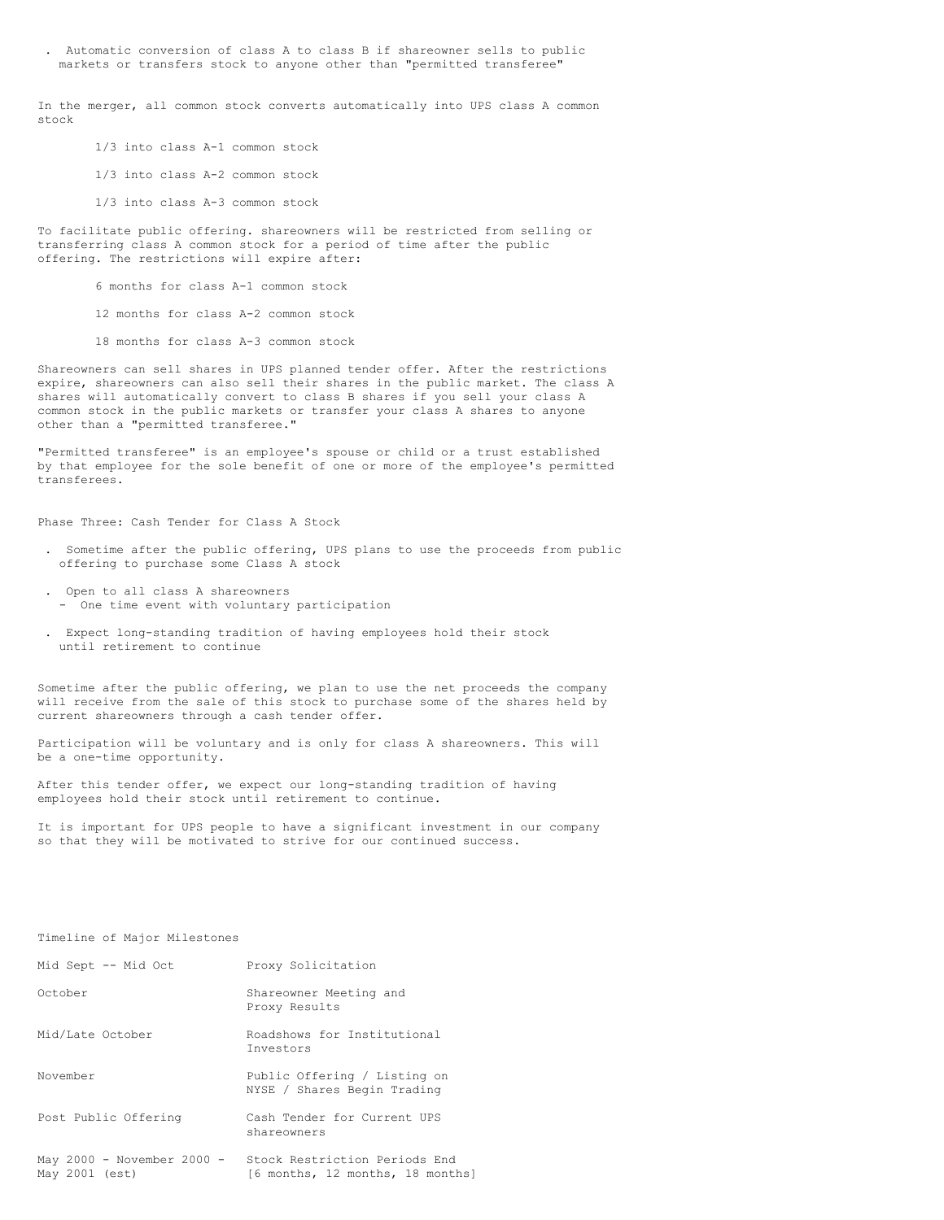- Automatic conversion of class A to class B if shareowner sells to public markets or transfers stock to anyone other than "permitted transferee"

In the merger, all common stock converts automatically into UPS class A common stock

- 1/3 into class A-1 common stock
- 1/3 into class A-2 common stock
- 1/3 into class A-3 common stock

To facilitate public offering. shareowners will be restricted from selling or transferring class A common stock for a period of time after the public offering. The restrictions will expire after:

- 6 months for class A-1 common stock
- 12 months for class A-2 common stock
- 18 months for class A-3 common stock

Shareowners can sell shares in UPS planned tender offer. After the restrictions expire, shareowners can also sell their shares in the public market. The class A shares will automatically convert to class B shares if you sell your class A common stock in the public markets or transfer your class A shares to anyone other than a "permitted transferee."

"Permitted transferee" is an employee's spouse or child or a trust established by that employee for the sole benefit of one or more of the employee's permitted transferees.

Phase Three: Cash Tender for Class A Stock

- Sometime after the public offering, UPS plans to use the proceeds from public offering to purchase some Class A stock
- Open to all class A shareowners
  - One time event with voluntary participation
- Expect long-standing tradition of having employees hold their stock until retirement to continue

Sometime after the public offering, we plan to use the net proceeds the company will receive from the sale of this stock to purchase some of the shares held by current shareowners through a cash tender offer.

Participation will be voluntary and is only for class A shareowners. This will be a one-time opportunity.

After this tender offer, we expect our long-standing tradition of having employees hold their stock until retirement to continue.

It is important for UPS people to have a significant investment in our company so that they will be motivated to strive for our continued success.

Timeline of Major Milestones

| | |
|---|---|
| Mid Sept -- Mid Oct | Proxy Solicitation |
| October | Shareowner Meeting and Proxy Results |
| Mid/Late October | Roadshows for Institutional Investors |
| November | Public Offering / Listing on NYSE / Shares Begin Trading |
| Post Public Offering | Cash Tender for Current UPS shareowners |
| May 2000 - November 2000 - May 2001 (est) | Stock Restriction Periods End [6 months, 12 months, 18 months] |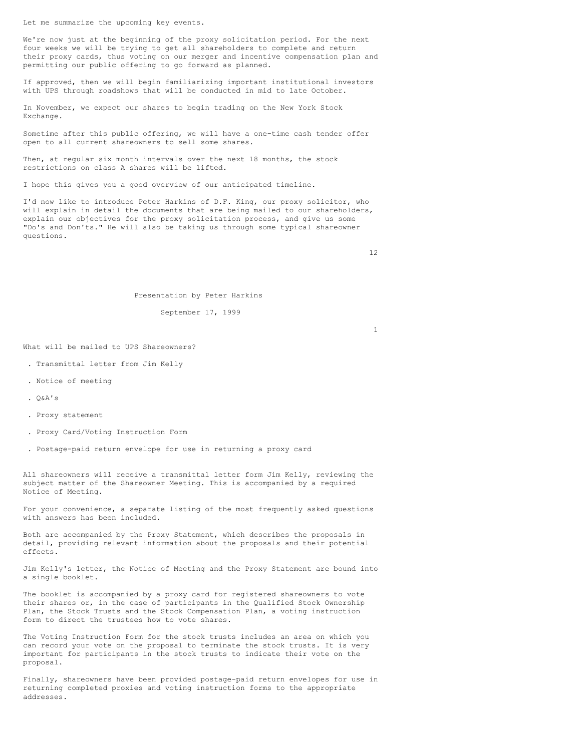Let me summarize the upcoming key events.

We're now just at the beginning of the proxy solicitation period. For the next four weeks we will be trying to get all shareholders to complete and return their proxy cards, thus voting on our merger and incentive compensation plan and permitting our public offering to go forward as planned.

If approved, then we will begin familiarizing important institutional investors with UPS through roadshows that will be conducted in mid to late October.

In November, we expect our shares to begin trading on the New York Stock Exchange.

Sometime after this public offering, we will have a one-time cash tender offer open to all current shareowners to sell some shares.

Then, at regular six month intervals over the next 18 months, the stock restrictions on class A shares will be lifted.

I hope this gives you a good overview of our anticipated timeline.

I'd now like to introduce Peter Harkins of D.F. King, our proxy solicitor, who will explain in detail the documents that are being mailed to our shareholders, explain our objectives for the proxy solicitation process, and give us some "Do's and Don'ts." He will also be taking us through some typical shareowner questions.

## Presentation by Peter Harkins

September 17, 1999

### What will be mailed to UPS Shareowners?

- Transmittal letter from Jim Kelly
- Notice of meeting
- Q&A's
- Proxy statement
- Proxy Card/Voting Instruction Form
- Postage-paid return envelope for use in returning a proxy card

All shareowners will receive a transmittal letter form Jim Kelly, reviewing the subject matter of the Shareowner Meeting. This is accompanied by a required Notice of Meeting.

For your convenience, a separate listing of the most frequently asked questions with answers has been included.

Both are accompanied by the Proxy Statement, which describes the proposals in detail, providing relevant information about the proposals and their potential effects.

Jim Kelly's letter, the Notice of Meeting and the Proxy Statement are bound into a single booklet.

The booklet is accompanied by a proxy card for registered shareowners to vote their shares or, in the case of participants in the Qualified Stock Ownership Plan, the Stock Trusts and the Stock Compensation Plan, a voting instruction form to direct the trustees how to vote shares.

The Voting Instruction Form for the stock trusts includes an area on which you can record your vote on the proposal to terminate the stock trusts. It is very important for participants in the stock trusts to indicate their vote on the proposal.

Finally, shareowners have been provided postage-paid return envelopes for use in returning completed proxies and voting instruction forms to the appropriate addresses.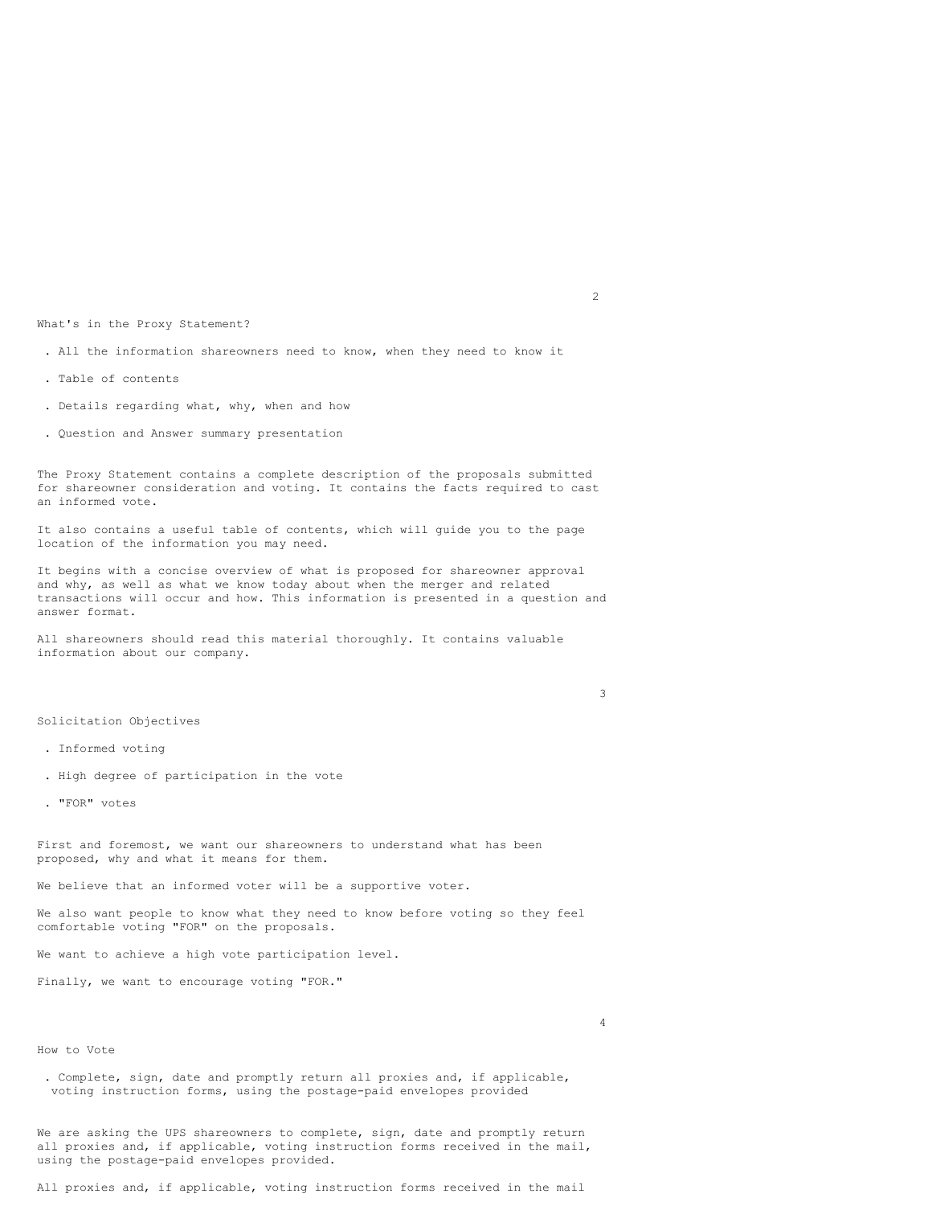## What's in the Proxy Statement?

- All the information shareowners need to know, when they need to know it
- Table of contents
- Details regarding what, why, when and how
- Question and Answer summary presentation

The Proxy Statement contains a complete description of the proposals submitted for shareowner consideration and voting. It contains the facts required to cast an informed vote.

It also contains a useful table of contents, which will guide you to the page location of the information you may need.

It begins with a concise overview of what is proposed for shareowner approval and why, as well as what we know today about when the merger and related transactions will occur and how. This information is presented in a question and answer format.

All shareowners should read this material thoroughly. It contains valuable information about our company.

## Solicitation Objectives

- Informed voting
- High degree of participation in the vote
- "FOR" votes

First and foremost, we want our shareowners to understand what has been proposed, why and what it means for them.

We believe that an informed voter will be a supportive voter.

We also want people to know what they need to know before voting so they feel comfortable voting "FOR" on the proposals.

We want to achieve a high vote participation level.

Finally, we want to encourage voting "FOR."

## How to Vote

- Complete, sign, date and promptly return all proxies and, if applicable, voting instruction forms, using the postage-paid envelopes provided

We are asking the UPS shareowners to complete, sign, date and promptly return all proxies and, if applicable, voting instruction forms received in the mail, using the postage-paid envelopes provided.

All proxies and, if applicable, voting instruction forms received in the mail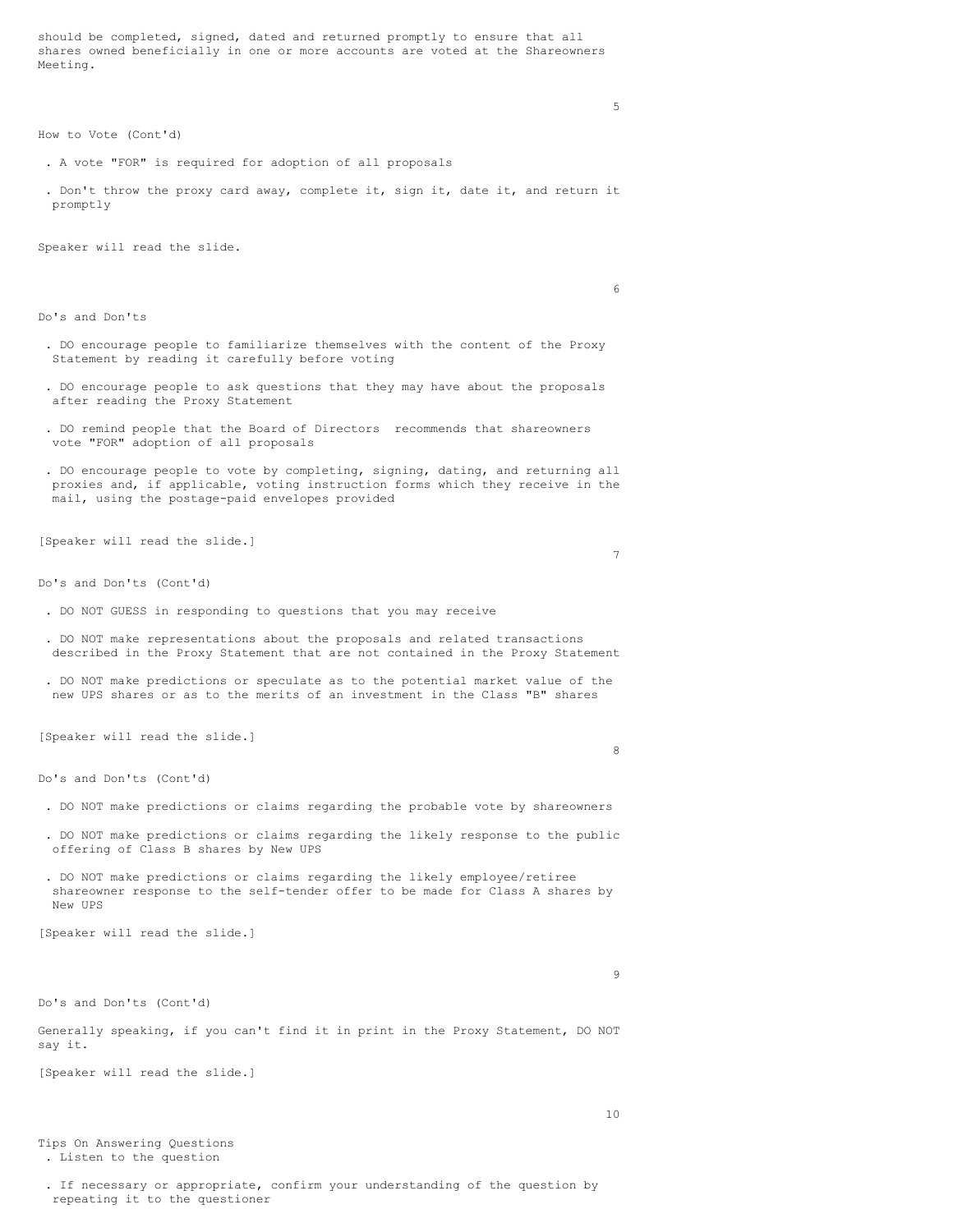should be completed, signed, dated and returned promptly to ensure that all shares owned beneficially in one or more accounts are voted at the Shareowners Meeting.

## How to Vote (Cont'd)

- A vote "FOR" is required for adoption of all proposals
- Don't throw the proxy card away, complete it, sign it, date it, and return it promptly

Speaker will read the slide.

## Do's and Don'ts

- DO encourage people to familiarize themselves with the content of the Proxy Statement by reading it carefully before voting
- DO encourage people to ask questions that they may have about the proposals after reading the Proxy Statement
- DO remind people that the Board of Directors recommends that shareowners vote "FOR" adoption of all proposals
- DO encourage people to vote by completing, signing, dating, and returning all proxies and, if applicable, voting instruction forms which they receive in the mail, using the postage-paid envelopes provided

[Speaker will read the slide.]

## Do's and Don'ts (Cont'd)

- DO NOT GUESS in responding to questions that you may receive
- DO NOT make representations about the proposals and related transactions described in the Proxy Statement that are not contained in the Proxy Statement
- DO NOT make predictions or speculate as to the potential market value of the new UPS shares or as to the merits of an investment in the Class "B" shares

[Speaker will read the slide.]

## Do's and Don'ts (Cont'd)

- DO NOT make predictions or claims regarding the probable vote by shareowners
- DO NOT make predictions or claims regarding the likely response to the public offering of Class B shares by New UPS
- DO NOT make predictions or claims regarding the likely employee/retiree shareowner response to the self-tender offer to be made for Class A shares by New UPS

[Speaker will read the slide.]

## Do's and Don'ts (Cont'd)

Generally speaking, if you can't find it in print in the Proxy Statement, DO NOT say it.

[Speaker will read the slide.]

## Tips On Answering Questions

- Listen to the question
- If necessary or appropriate, confirm your understanding of the question by repeating it to the questioner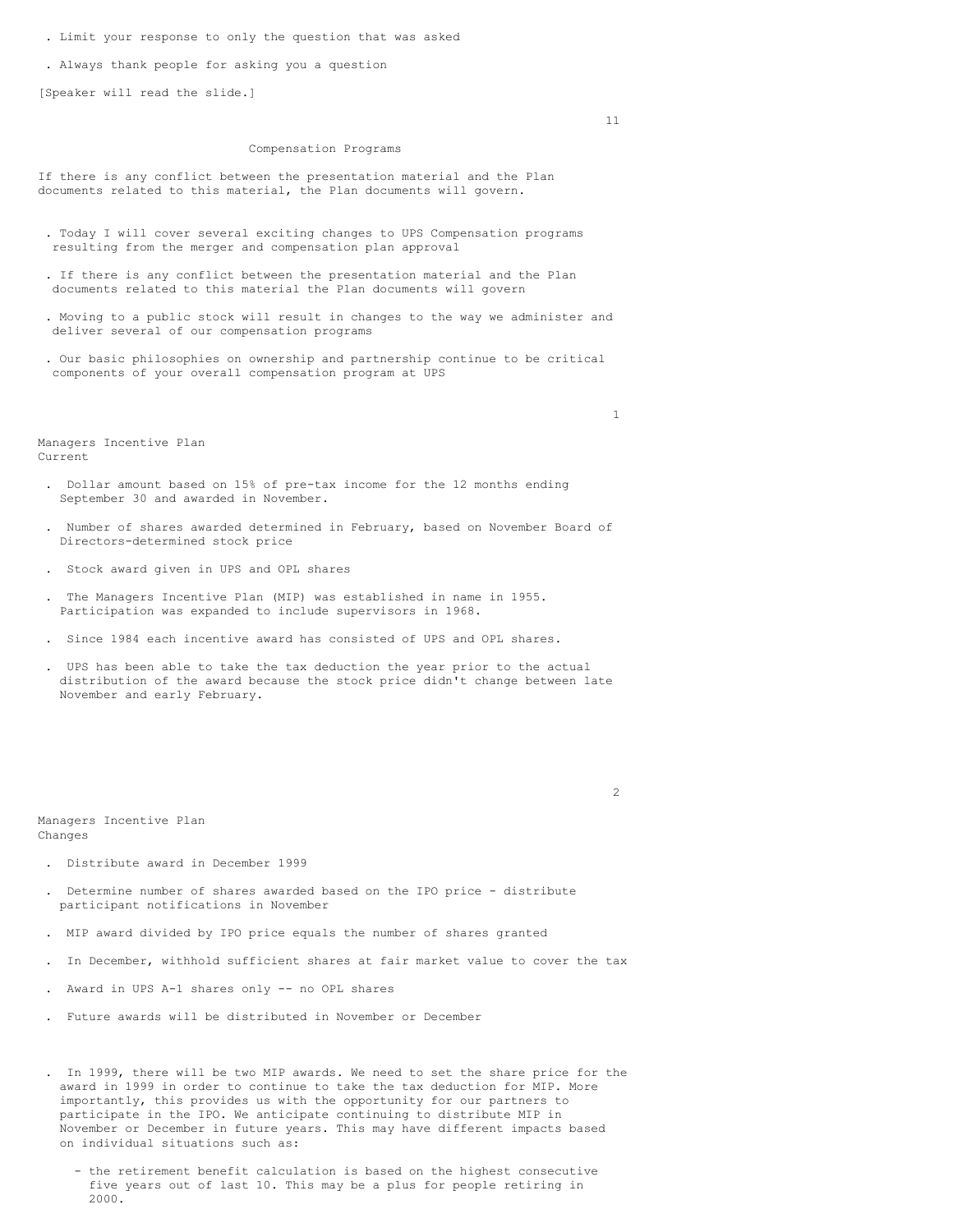- Limit your response to only the question that was asked

- Always thank people for asking you a question

[Speaker will read the slide.]

## Compensation Programs

If there is any conflict between the presentation material and the Plan documents related to this material, the Plan documents will govern.

- Today I will cover several exciting changes to UPS Compensation programs resulting from the merger and compensation plan approval

- If there is any conflict between the presentation material and the Plan documents related to this material the Plan documents will govern

- Moving to a public stock will result in changes to the way we administer and deliver several of our compensation programs

- Our basic philosophies on ownership and partnership continue to be critical components of your overall compensation program at UPS

## Managers Incentive Plan
Current

- Dollar amount based on 15% of pre-tax income for the 12 months ending September 30 and awarded in November.

- Number of shares awarded determined in February, based on November Board of Directors-determined stock price

- Stock award given in UPS and OPL shares

- The Managers Incentive Plan (MIP) was established in name in 1955. Participation was expanded to include supervisors in 1968.

- Since 1984 each incentive award has consisted of UPS and OPL shares.

- UPS has been able to take the tax deduction the year prior to the actual distribution of the award because the stock price didn't change between late November and early February.

## Managers Incentive Plan
Changes

- Distribute award in December 1999

- Determine number of shares awarded based on the IPO price - distribute participant notifications in November

- MIP award divided by IPO price equals the number of shares granted

- In December, withhold sufficient shares at fair market value to cover the tax

- Award in UPS A-1 shares only -- no OPL shares

- Future awards will be distributed in November or December

- In 1999, there will be two MIP awards. We need to set the share price for the award in 1999 in order to continue to take the tax deduction for MIP. More importantly, this provides us with the opportunity for our partners to participate in the IPO. We anticipate continuing to distribute MIP in November or December in future years. This may have different impacts based on individual situations such as:

  - the retirement benefit calculation is based on the highest consecutive five years out of last 10. This may be a plus for people retiring in 2000.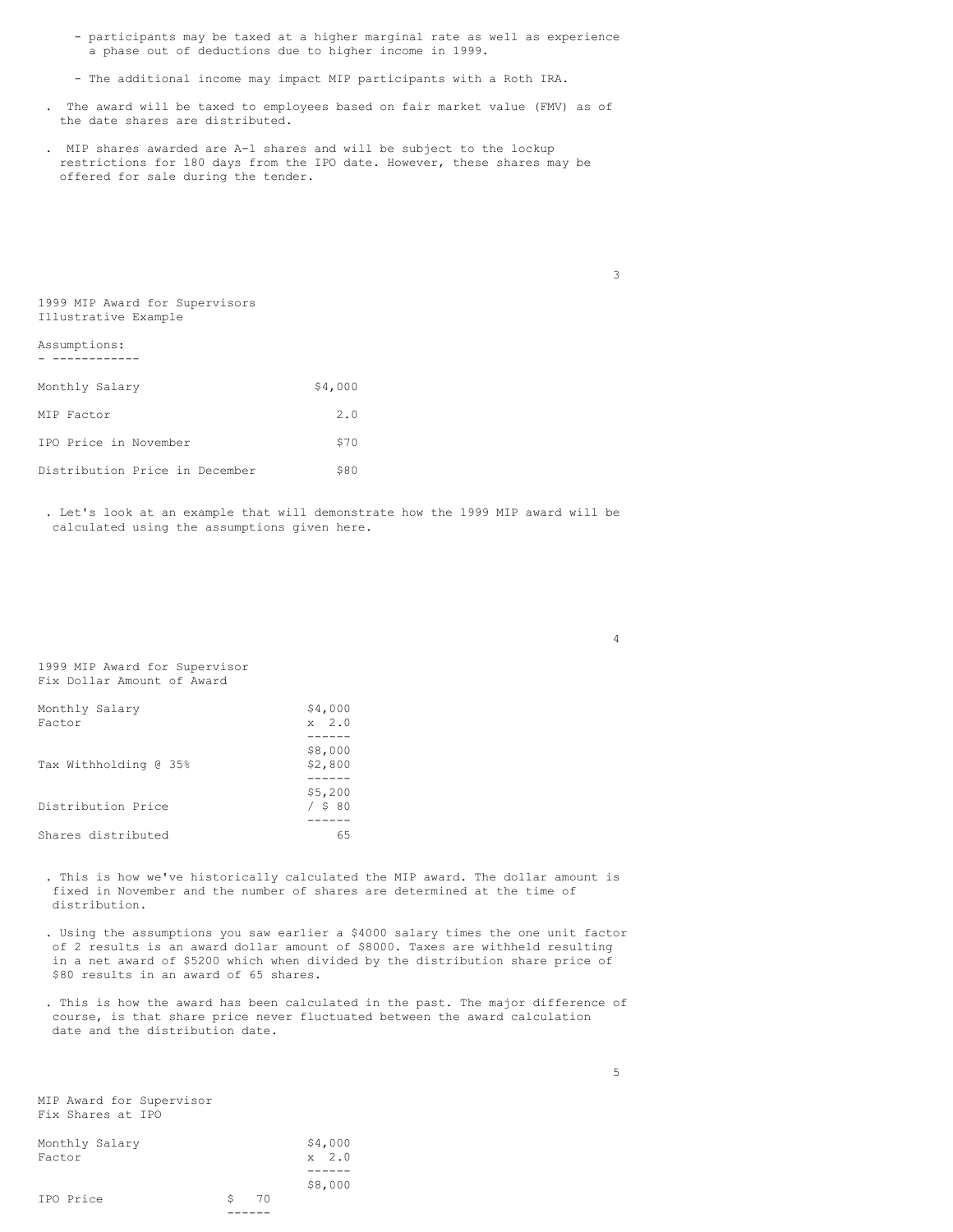- participants may be taxed at a higher marginal rate as well as experience a phase out of deductions due to higher income in 1999.

- The additional income may impact MIP participants with a Roth IRA.

. The award will be taxed to employees based on fair market value (FMV) as of the date shares are distributed.

. MIP shares awarded are A-1 shares and will be subject to the lockup restrictions for 180 days from the IPO date. However, these shares may be offered for sale during the tender.

## 1999 MIP Award for Supervisors
Illustrative Example

Assumptions:

| | |
|---|---|
| Monthly Salary | $4,000 |
| MIP Factor | 2.0 |
| IPO Price in November | $70 |
| Distribution Price in December | $80 |

. Let's look at an example that will demonstrate how the 1999 MIP award will be calculated using the assumptions given here.

## 1999 MIP Award for Supervisor
Fix Dollar Amount of Award

| | |
|---|---|
| Monthly Salary | $4,000 |
| Factor | x 2.0 |
| | $8,000 |
| Tax Withholding @ 35% | $2,800 |
| | $5,200 |
| Distribution Price | / $ 80 |
| Shares distributed | 65 |

. This is how we've historically calculated the MIP award. The dollar amount is fixed in November and the number of shares are determined at the time of distribution.

. Using the assumptions you saw earlier a $4000 salary times the one unit factor of 2 results is an award dollar amount of $8000. Taxes are withheld resulting in a net award of $5200 which when divided by the distribution share price of $80 results in an award of 65 shares.

. This is how the award has been calculated in the past. The major difference of course, is that share price never fluctuated between the award calculation date and the distribution date.

## MIP Award for Supervisor
Fix Shares at IPO

| | | |
|---|---|---|
| Monthly Salary | | $4,000 |
| Factor | | x 2.0 |
| | | $8,000 |
| IPO Price | $ 70 | |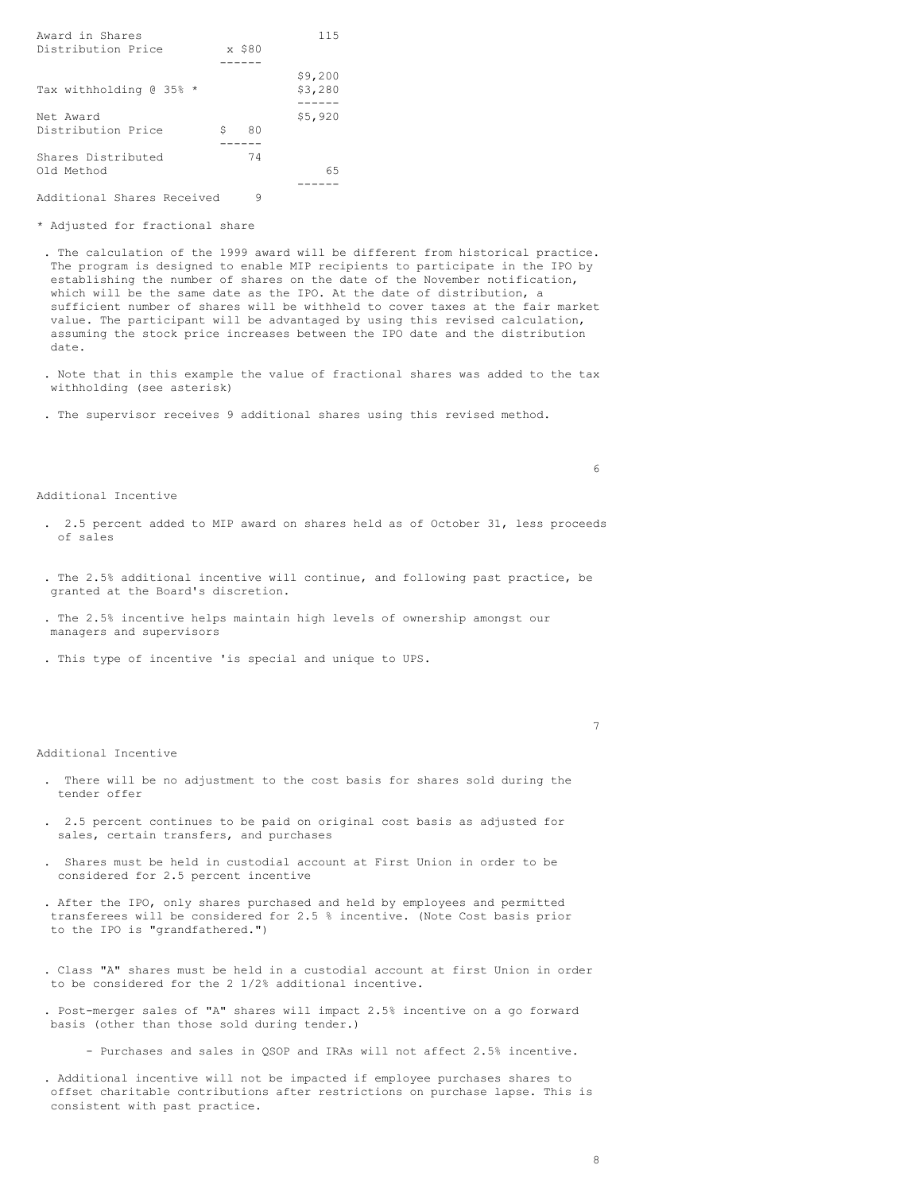| | | |
|---|---|---|
| Award in Shares | | 115 |
| Distribution Price | x $80 | |
| | | $9,200 |
| Tax withholding @ 35% * | | $3,280 |
| Net Award | | $5,920 |
| Distribution Price | $ 80 | |
| Shares Distributed | 74 | |
| Old Method | | 65 |
| Additional Shares Received | 9 | |

* Adjusted for fractional share

- The calculation of the 1999 award will be different from historical practice. The program is designed to enable MIP recipients to participate in the IPO by establishing the number of shares on the date of the November notification, which will be the same date as the IPO. At the date of distribution, a sufficient number of shares will be withheld to cover taxes at the fair market value. The participant will be advantaged by using this revised calculation, assuming the stock price increases between the IPO date and the distribution date.

- Note that in this example the value of fractional shares was added to the tax withholding (see asterisk)

- The supervisor receives 9 additional shares using this revised method.

## Additional Incentive

- 2.5 percent added to MIP award on shares held as of October 31, less proceeds of sales

- The 2.5% additional incentive will continue, and following past practice, be granted at the Board's discretion.

- The 2.5% incentive helps maintain high levels of ownership amongst our managers and supervisors

- This type of incentive 'is special and unique to UPS.

## Additional Incentive

- There will be no adjustment to the cost basis for shares sold during the tender offer

- 2.5 percent continues to be paid on original cost basis as adjusted for sales, certain transfers, and purchases

- Shares must be held in custodial account at First Union in order to be considered for 2.5 percent incentive

- After the IPO, only shares purchased and held by employees and permitted transferees will be considered for 2.5 % incentive. (Note Cost basis prior to the IPO is "grandfathered.")

- Class "A" shares must be held in a custodial account at first Union in order to be considered for the 2 1/2% additional incentive.

- Post-merger sales of "A" shares will impact 2.5% incentive on a go forward basis (other than those sold during tender.)

  - Purchases and sales in QSOP and IRAs will not affect 2.5% incentive.

- Additional incentive will not be impacted if employee purchases shares to offset charitable contributions after restrictions on purchase lapse. This is consistent with past practice.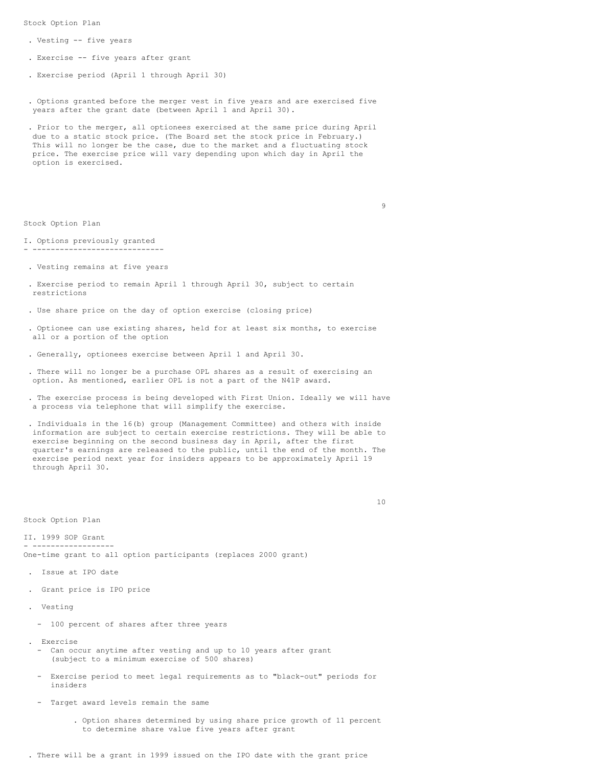Stock Option Plan

- Vesting -- five years
- Exercise -- five years after grant
- Exercise period (April 1 through April 30)

- Options granted before the merger vest in five years and are exercised five years after the grant date (between April 1 and April 30).

- Prior to the merger, all optionees exercised at the same price during April due to a static stock price. (The Board set the stock price in February.) This will no longer be the case, due to the market and a fluctuating stock price. The exercise price will vary depending upon which day in April the option is exercised.

Stock Option Plan

I. Options previously granted

- Vesting remains at five years

- Exercise period to remain April 1 through April 30, subject to certain restrictions

- Use share price on the day of option exercise (closing price)

- Optionee can use existing shares, held for at least six months, to exercise all or a portion of the option

- Generally, optionees exercise between April 1 and April 30.

- There will no longer be a purchase OPL shares as a result of exercising an option. As mentioned, earlier OPL is not a part of the N41P award.

- The exercise process is being developed with First Union. Ideally we will have a process via telephone that will simplify the exercise.

- Individuals in the 16(b) group (Management Committee) and others with inside information are subject to certain exercise restrictions. They will be able to exercise beginning on the second business day in April, after the first quarter's earnings are released to the public, until the end of the month. The exercise period next year for insiders appears to be approximately April 19 through April 30.

Stock Option Plan

II. 1999 SOP Grant

One-time grant to all option participants (replaces 2000 grant)

- Issue at IPO date

- Grant price is IPO price

- Vesting

  - 100 percent of shares after three years

- Exercise
  - Can occur anytime after vesting and up to 10 years after grant (subject to a minimum exercise of 500 shares)

  - Exercise period to meet legal requirements as to "black-out" periods for insiders

  - Target award levels remain the same

    - Option shares determined by using share price growth of 11 percent to determine share value five years after grant

- There will be a grant in 1999 issued on the IPO date with the grant price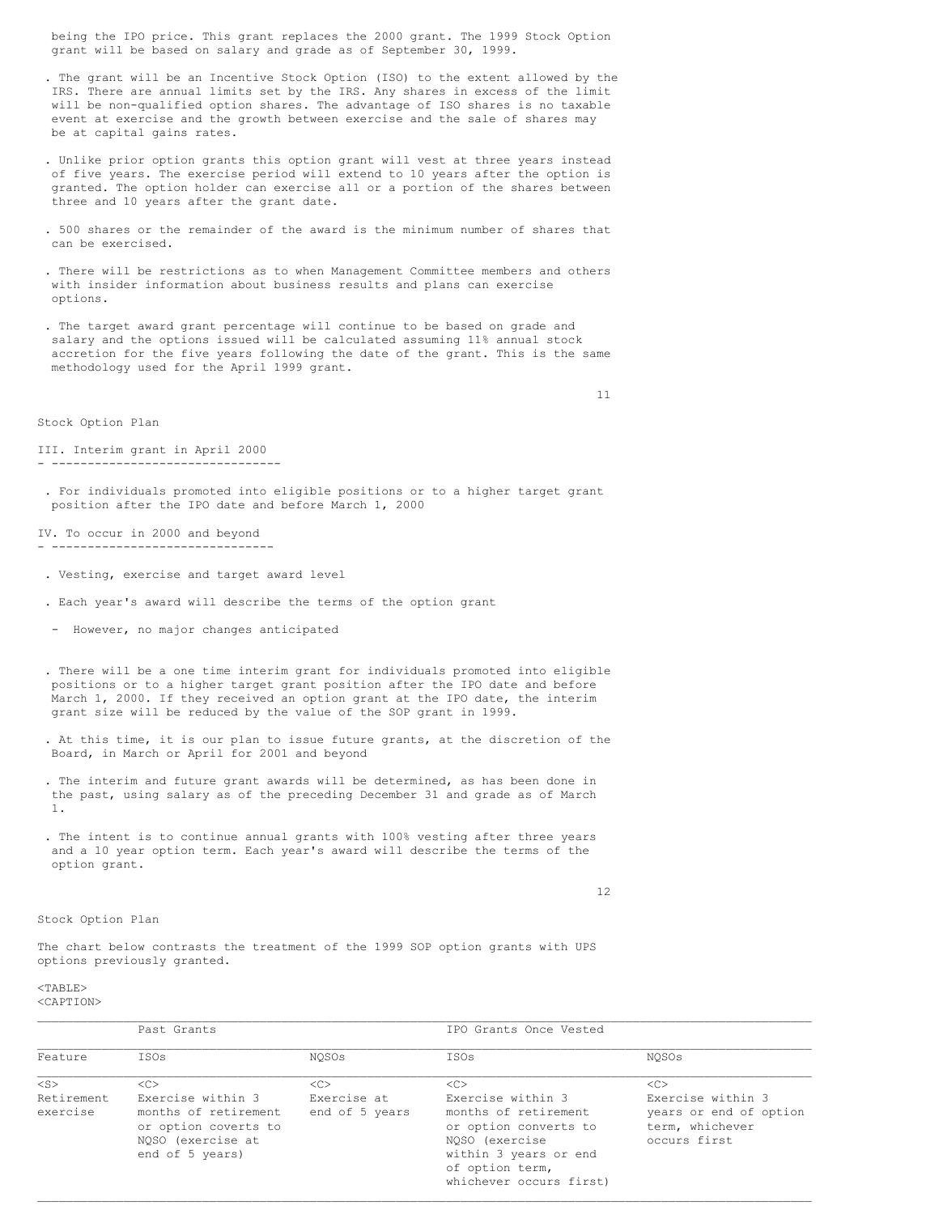being the IPO price. This grant replaces the 2000 grant. The 1999 Stock Option grant will be based on salary and grade as of September 30, 1999.

- The grant will be an Incentive Stock Option (ISO) to the extent allowed by the IRS. There are annual limits set by the IRS. Any shares in excess of the limit will be non-qualified option shares. The advantage of ISO shares is no taxable event at exercise and the growth between exercise and the sale of shares may be at capital gains rates.

- Unlike prior option grants this option grant will vest at three years instead of five years. The exercise period will extend to 10 years after the option is granted. The option holder can exercise all or a portion of the shares between three and 10 years after the grant date.

- 500 shares or the remainder of the award is the minimum number of shares that can be exercised.

- There will be restrictions as to when Management Committee members and others with insider information about business results and plans can exercise options.

- The target award grant percentage will continue to be based on grade and salary and the options issued will be calculated assuming 11% annual stock accretion for the five years following the date of the grant. This is the same methodology used for the April 1999 grant.

Stock Option Plan

## III. Interim grant in April 2000

- For individuals promoted into eligible positions or to a higher target grant position after the IPO date and before March 1, 2000

## IV. To occur in 2000 and beyond

- Vesting, exercise and target award level

- Each year's award will describe the terms of the option grant

  - However, no major changes anticipated

- There will be a one time interim grant for individuals promoted into eligible positions or to a higher target grant position after the IPO date and before March 1, 2000. If they received an option grant at the IPO date, the interim grant size will be reduced by the value of the SOP grant in 1999.

- At this time, it is our plan to issue future grants, at the discretion of the Board, in March or April for 2001 and beyond

- The interim and future grant awards will be determined, as has been done in the past, using salary as of the preceding December 31 and grade as of March 1.

- The intent is to continue annual grants with 100% vesting after three years and a 10 year option term. Each year's award will describe the terms of the option grant.

Stock Option Plan

The chart below contrasts the treatment of the 1999 SOP option grants with UPS options previously granted.

| | Past Grants | | IPO Grants Once Vested | |
|---|---|---|---|---|
| Feature | ISOs | NQSOs | ISOs | NQSOs |
| Retirement exercise | Exercise within 3 months of retirement or option coverts to NQSO (exercise at end of 5 years) | Exercise at end of 5 years | Exercise within 3 months of retirement or option converts to NQSO (exercise within 3 years or end of option term, whichever occurs first) | Exercise within 3 years or end of option term, whichever occurs first |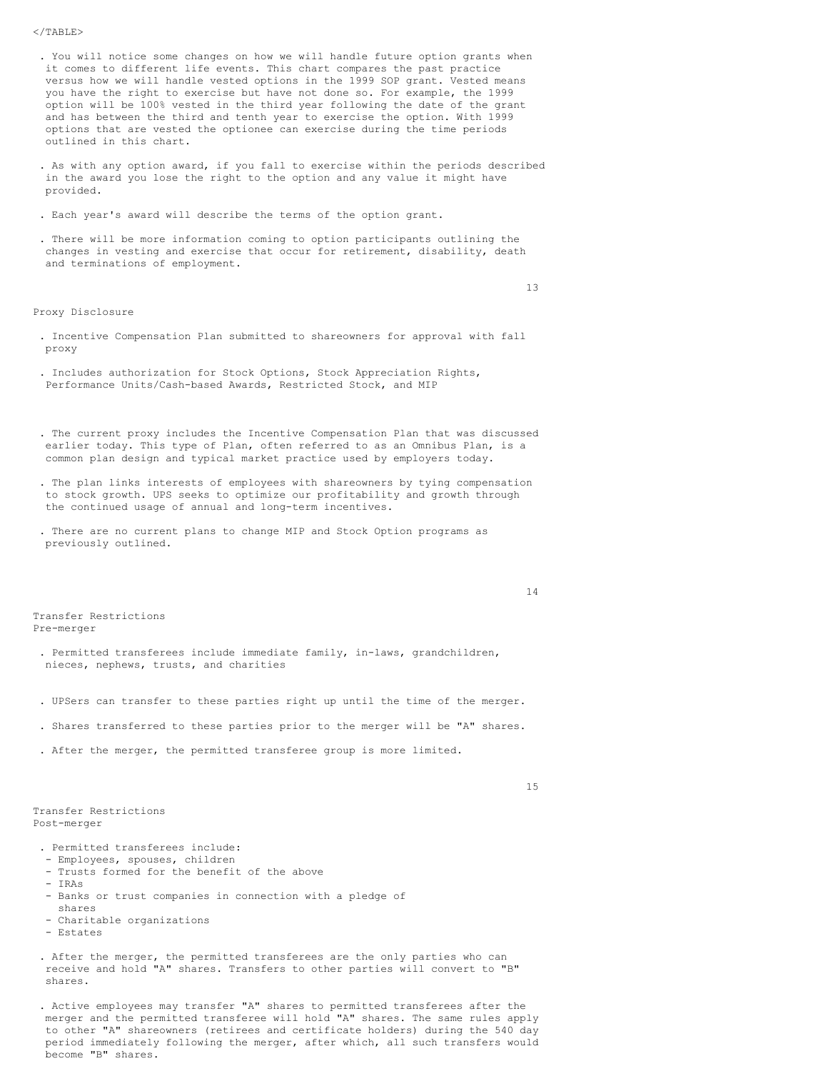</TABLE>

- You will notice some changes on how we will handle future option grants when it comes to different life events. This chart compares the past practice versus how we will handle vested options in the 1999 SOP grant. Vested means you have the right to exercise but have not done so. For example, the 1999 option will be 100% vested in the third year following the date of the grant and has between the third and tenth year to exercise the option. With 1999 options that are vested the optionee can exercise during the time periods outlined in this chart.

- As with any option award, if you fall to exercise within the periods described in the award you lose the right to the option and any value it might have provided.

- Each year's award will describe the terms of the option grant.

- There will be more information coming to option participants outlining the changes in vesting and exercise that occur for retirement, disability, death and terminations of employment.

Proxy Disclosure

- Incentive Compensation Plan submitted to shareowners for approval with fall proxy

- Includes authorization for Stock Options, Stock Appreciation Rights, Performance Units/Cash-based Awards, Restricted Stock, and MIP

- The current proxy includes the Incentive Compensation Plan that was discussed earlier today. This type of Plan, often referred to as an Omnibus Plan, is a common plan design and typical market practice used by employers today.

- The plan links interests of employees with shareowners by tying compensation to stock growth. UPS seeks to optimize our profitability and growth through the continued usage of annual and long-term incentives.

- There are no current plans to change MIP and Stock Option programs as previously outlined.

Transfer Restrictions
Pre-merger

- Permitted transferees include immediate family, in-laws, grandchildren, nieces, nephews, trusts, and charities

- UPSers can transfer to these parties right up until the time of the merger.

- Shares transferred to these parties prior to the merger will be "A" shares.

- After the merger, the permitted transferee group is more limited.

Transfer Restrictions
Post-merger

- Permitted transferees include:
  - Employees, spouses, children
  - Trusts formed for the benefit of the above
  - IRAs
  - Banks or trust companies in connection with a pledge of shares
  - Charitable organizations
  - Estates

- After the merger, the permitted transferees are the only parties who can receive and hold "A" shares. Transfers to other parties will convert to "B" shares.

- Active employees may transfer "A" shares to permitted transferees after the merger and the permitted transferee will hold "A" shares. The same rules apply to other "A" shareowners (retirees and certificate holders) during the 540 day period immediately following the merger, after which, all such transfers would become "B" shares.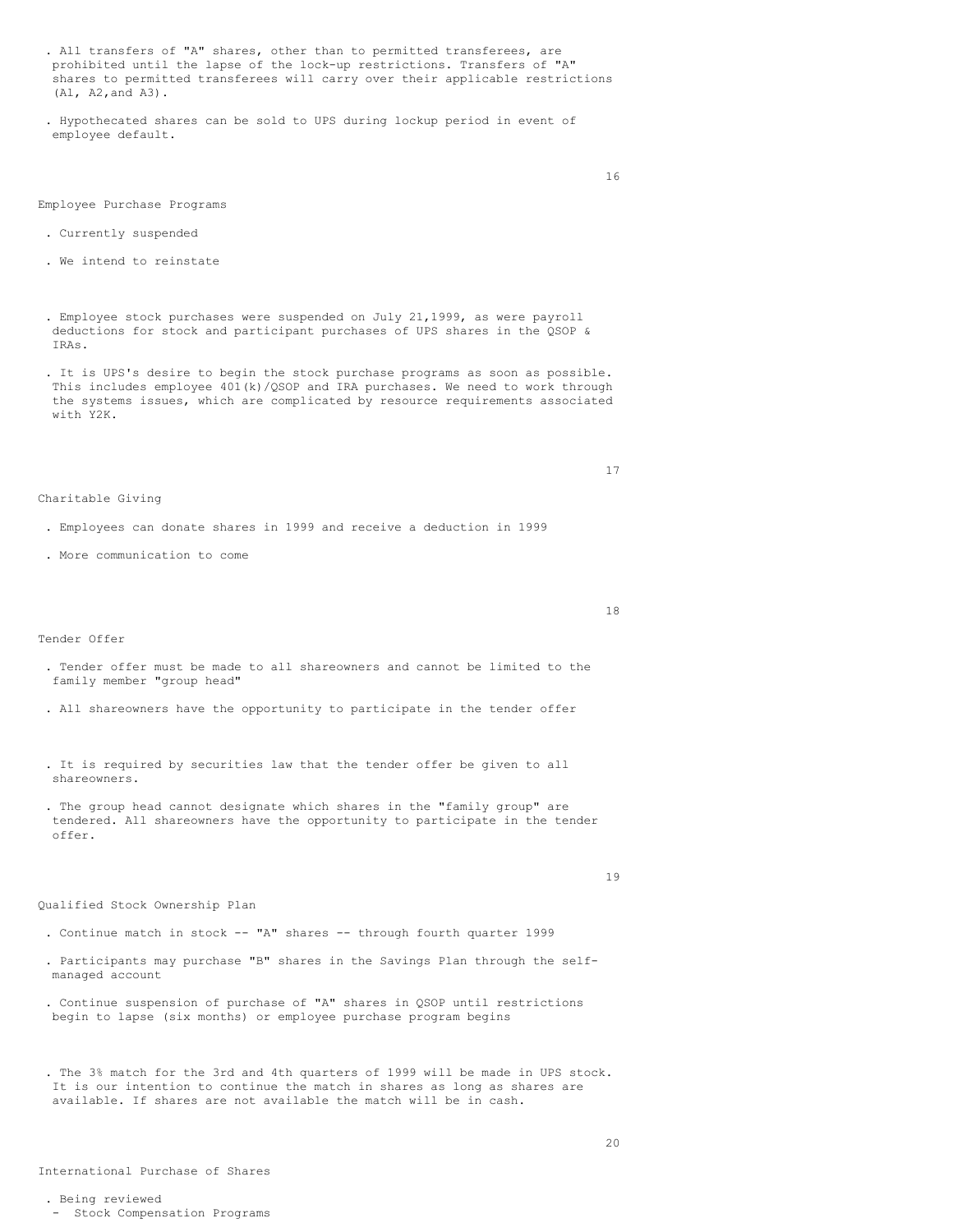- All transfers of "A" shares, other than to permitted transferees, are prohibited until the lapse of the lock-up restrictions. Transfers of "A" shares to permitted transferees will carry over their applicable restrictions (A1, A2,and A3).

- Hypothecated shares can be sold to UPS during lockup period in event of employee default.

## Employee Purchase Programs

- Currently suspended

- We intend to reinstate

- Employee stock purchases were suspended on July 21,1999, as were payroll deductions for stock and participant purchases of UPS shares in the QSOP & IRAs.

- It is UPS's desire to begin the stock purchase programs as soon as possible. This includes employee 401(k)/QSOP and IRA purchases. We need to work through the systems issues, which are complicated by resource requirements associated with Y2K.

## Charitable Giving

- Employees can donate shares in 1999 and receive a deduction in 1999

- More communication to come

## Tender Offer

- Tender offer must be made to all shareowners and cannot be limited to the family member "group head"

- All shareowners have the opportunity to participate in the tender offer

- It is required by securities law that the tender offer be given to all shareowners.

- The group head cannot designate which shares in the "family group" are tendered. All shareowners have the opportunity to participate in the tender offer.

## Qualified Stock Ownership Plan

- Continue match in stock -- "A" shares -- through fourth quarter 1999

- Participants may purchase "B" shares in the Savings Plan through the self-managed account

- Continue suspension of purchase of "A" shares in QSOP until restrictions begin to lapse (six months) or employee purchase program begins

- The 3% match for the 3rd and 4th quarters of 1999 will be made in UPS stock. It is our intention to continue the match in shares as long as shares are available. If shares are not available the match will be in cash.

## International Purchase of Shares

- Being reviewed
  - Stock Compensation Programs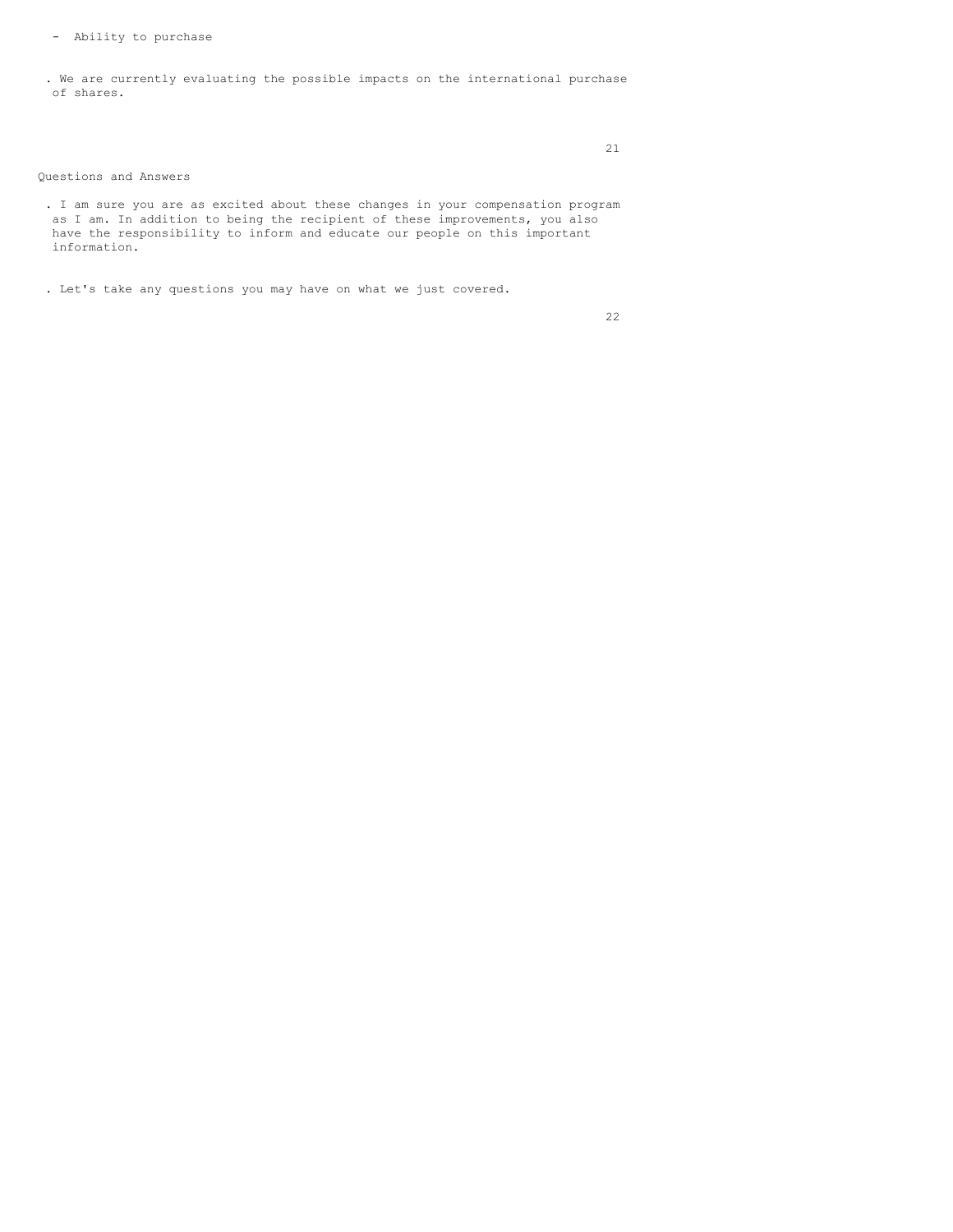- Ability to purchase

- We are currently evaluating the possible impacts on the international purchase of shares.

## Questions and Answers

- I am sure you are as excited about these changes in your compensation program as I am. In addition to being the recipient of these improvements, you also have the responsibility to inform and educate our people on this important information.

- Let's take any questions you may have on what we just covered.